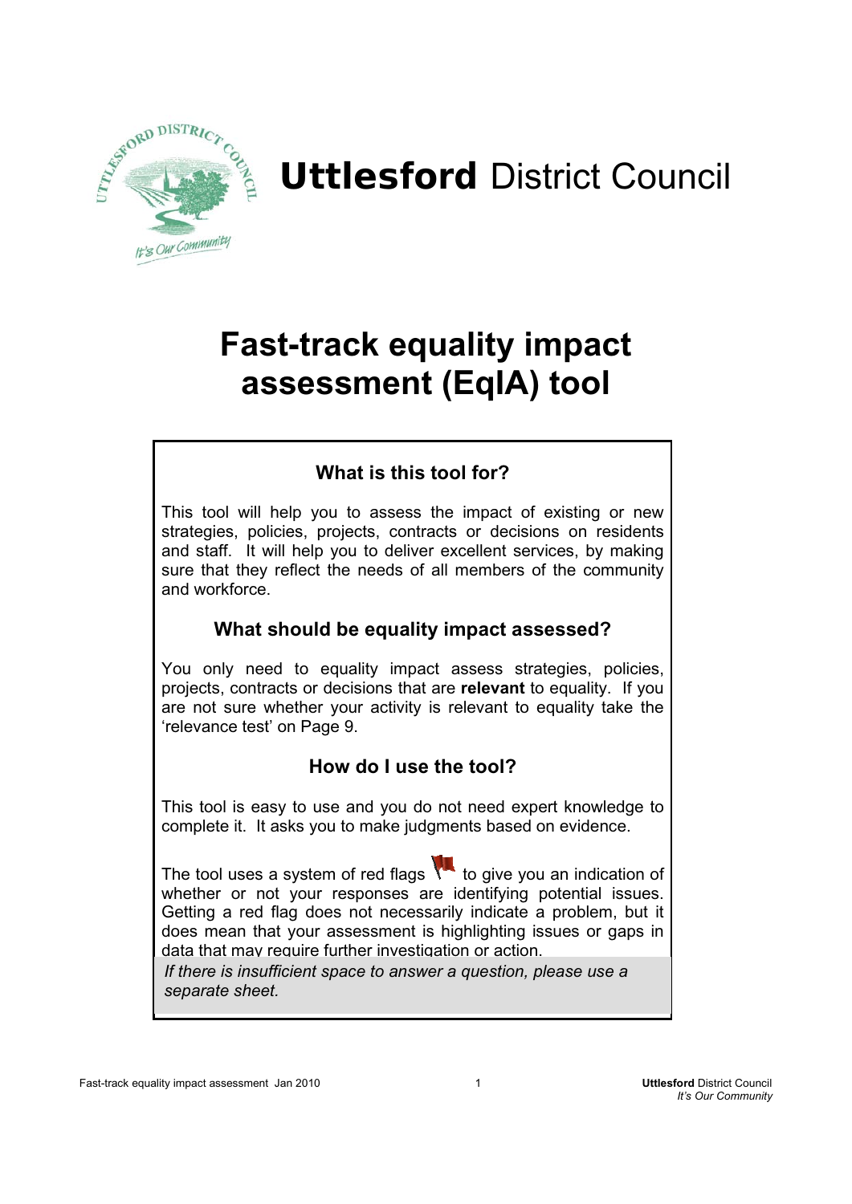**Uttlesford** District Council

# Fast-track equality impact assessment (EqIA) tool

## What is this tool for?

This tool will help you to assess the impact of existing or new strategies, policies, projects, contracts or decisions on residents and staff. It will help you to deliver excellent services, by making sure that they reflect the needs of all members of the community and workforce.

## What should be equality impact assessed?

You only need to equality impact assess strategies, policies, projects, contracts or decisions that are **relevant** to equality. If you are not sure whether your activity is relevant to equality take the 'relevance test' on Page 9.

## How do I use the tool?

This tool is easy to use and you do not need expert knowledge to complete it. It asks you to make judgments based on evidence.

The tool uses a system of red flags to give you an indication of whether or not your responses are identifying potential issues. Getting a red flag does not necessarily indicate a problem, but it does mean that your assessment is highlighting issues or gaps in data that may require further investigation or action.

*If there is insufficient space to answer a question, please use a separate sheet.*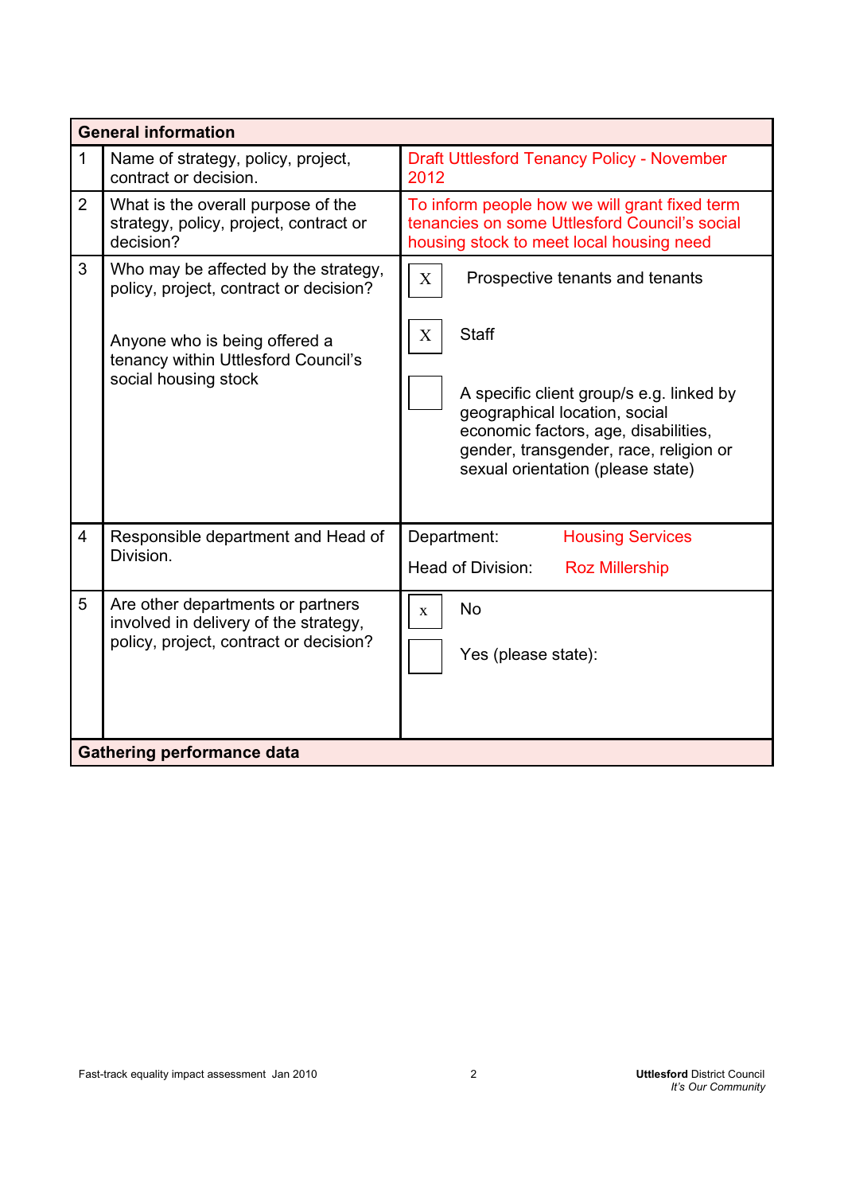| General information | | |
|---|---|---|
| 1 | Name of strategy, policy, project, contract or decision. | Draft Uttlesford Tenancy Policy - November 2012 |
| 2 | What is the overall purpose of the strategy, policy, project, contract or decision? | To inform people how we will grant fixed term tenancies on some Uttlesford Council's social housing stock to meet local housing need |
| 3 | Who may be affected by the strategy, policy, project, contract or decision?<br><br>Anyone who is being offered a tenancy within Uttlesford Council's social housing stock | [X] Prospective tenants and tenants<br><br>[X] Staff<br><br>[ ] A specific client group/s e.g. linked by geographical location, social economic factors, age, disabilities, gender, transgender, race, religion or sexual orientation (please state) |
| 4 | Responsible department and Head of Division. | Department: Housing Services<br><br>Head of Division: Roz Millership |
| 5 | Are other departments or partners involved in delivery of the strategy, policy, project, contract or decision? | [x] No<br><br>[ ] Yes (please state): |
| **Gathering performance data** | | |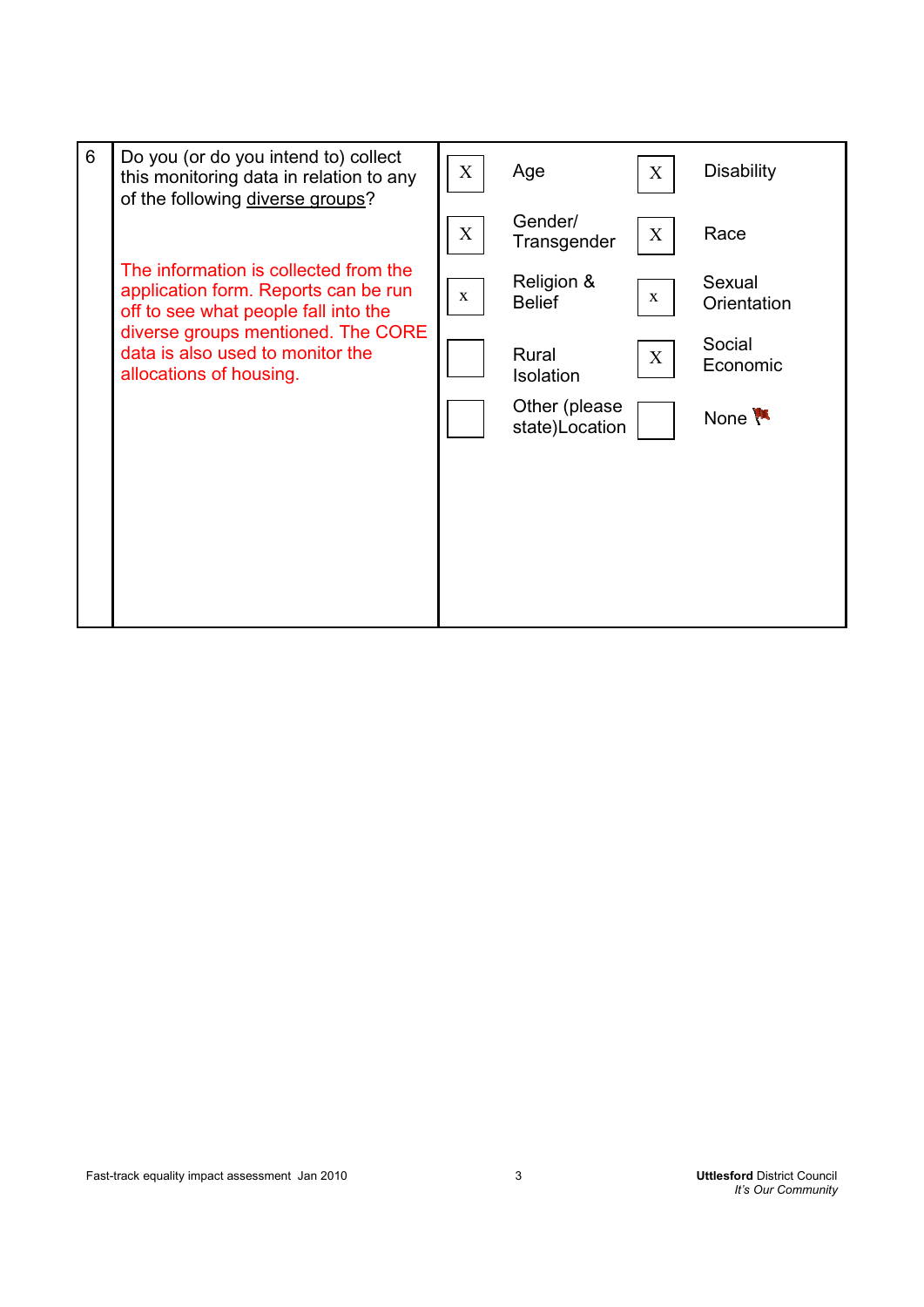| 6 | Do you (or do you intend to) collect this monitoring data in relation to any of the following diverse groups?<br><br>The information is collected from the application form. Reports can be run off to see what people fall into the diverse groups mentioned. The CORE data is also used to monitor the allocations of housing. | X | Age | X | Disability |
|---|---|---|---|---|---|
| | | X | Gender/ Transgender | X | Race |
| | | x | Religion & Belief | x | Sexual Orientation |
| | | | Rural Isolation | X | Social Economic |
| | | | Other (please state)Location | | None |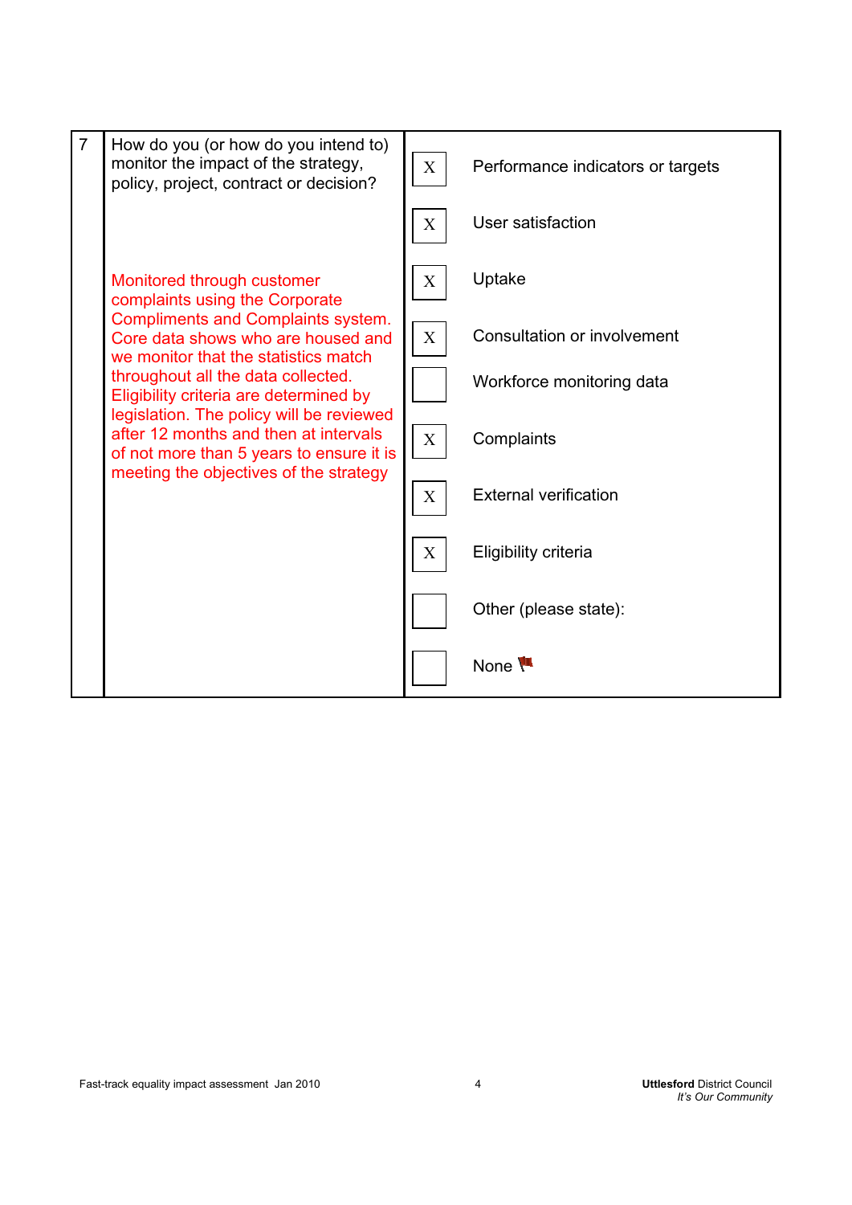| 7 | How do you (or how do you intend to) monitor the impact of the strategy, policy, project, contract or decision?<br><br>Monitored through customer complaints using the Corporate Compliments and Complaints system. Core data shows who are housed and we monitor that the statistics match throughout all the data collected. Eligibility criteria are determined by legislation. The policy will be reviewed after 12 months and then at intervals of not more than 5 years to ensure it is meeting the objectives of the strategy | X | Performance indicators or targets |
|---|---|---|---|
| | | X | User satisfaction |
| | | X | Uptake |
| | | X | Consultation or involvement |
| | | | Workforce monitoring data |
| | | X | Complaints |
| | | X | External verification |
| | | X | Eligibility criteria |
| | | | Other (please state): |
| | | | None |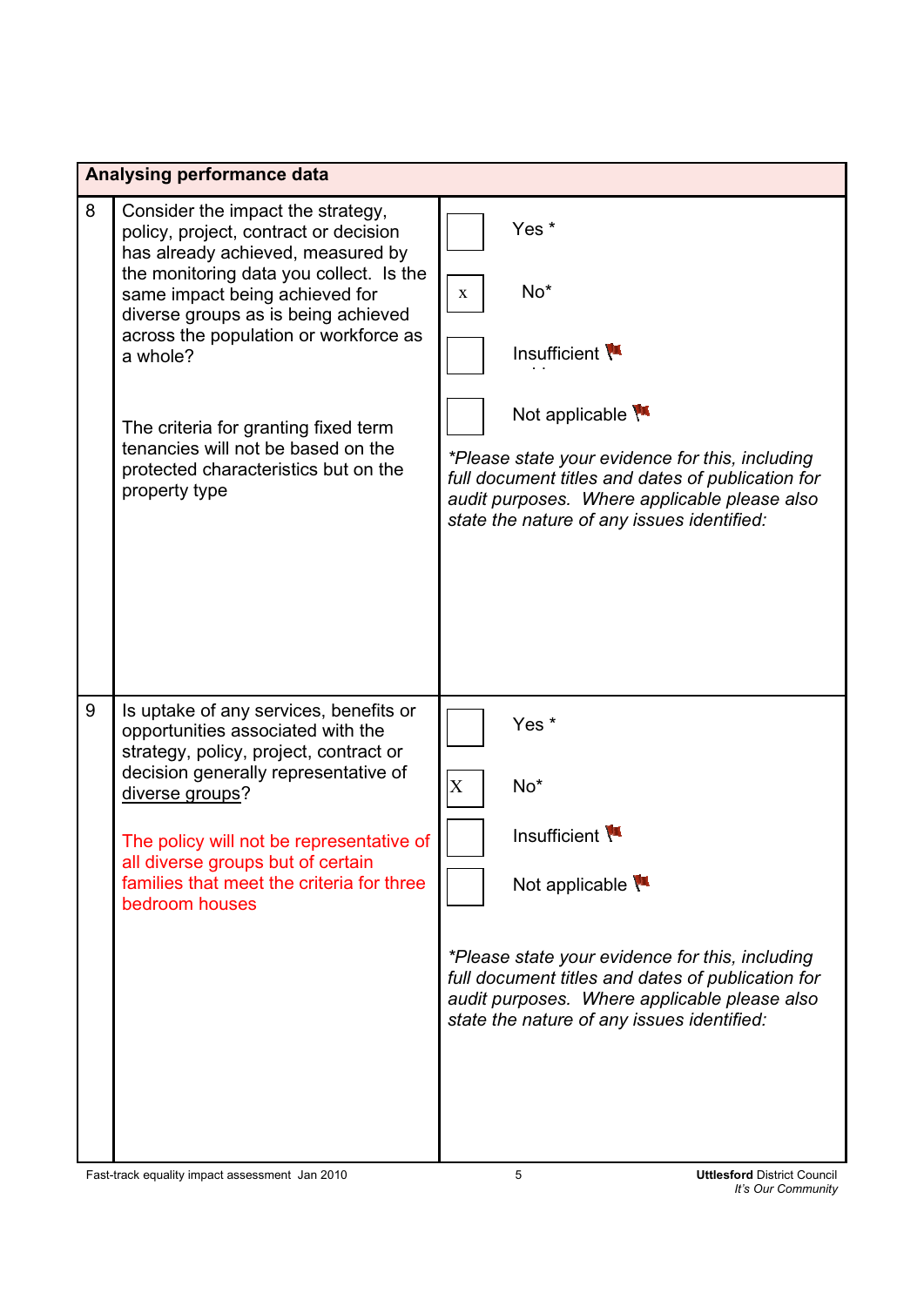| Analysing performance data | | |
|---|---|---|
| 8 | Consider the impact the strategy, policy, project, contract or decision has already achieved, measured by the monitoring data you collect. Is the same impact being achieved for diverse groups as is being achieved across the population or workforce as a whole?<br><br>The criteria for granting fixed term tenancies will not be based on the protected characteristics but on the property type | [ ] Yes *<br>[x] No*<br>[ ] Insufficient<br>[ ] Not applicable<br><br>*\*Please state your evidence for this, including full document titles and dates of publication for audit purposes. Where applicable please also state the nature of any issues identified:* |
| 9 | Is uptake of any services, benefits or opportunities associated with the strategy, policy, project, contract or decision generally representative of diverse groups?<br><br>The policy will not be representative of all diverse groups but of certain families that meet the criteria for three bedroom houses | [ ] Yes *<br>[X] No*<br>[ ] Insufficient<br>[ ] Not applicable<br><br>*\*Please state your evidence for this, including full document titles and dates of publication for audit purposes. Where applicable please also state the nature of any issues identified:* |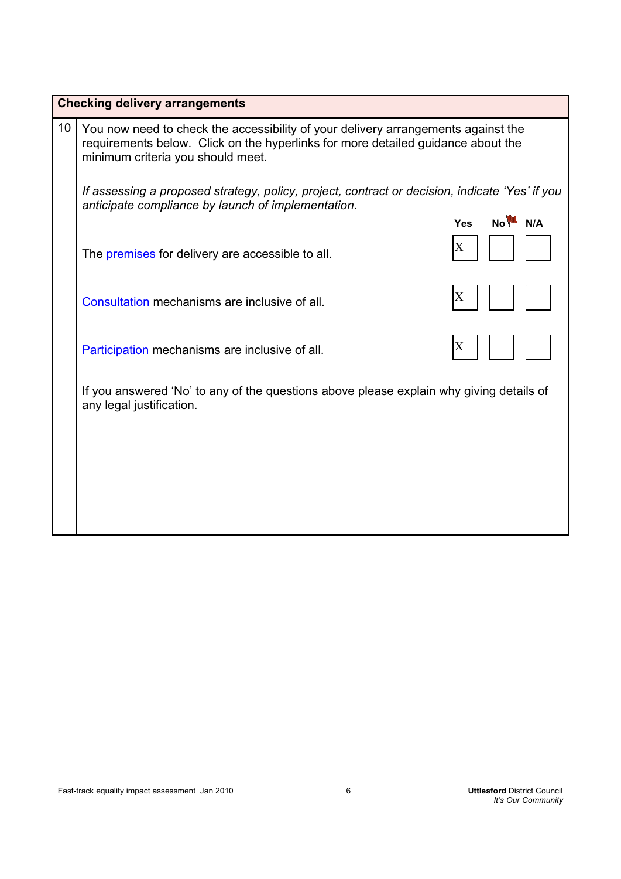## Checking delivery arrangements

10 You now need to check the accessibility of your delivery arrangements against the requirements below. Click on the hyperlinks for more detailed guidance about the minimum criteria you should meet.

*If assessing a proposed strategy, policy, project, contract or decision, indicate 'Yes' if you anticipate compliance by launch of implementation.*

| | Yes | No | N/A |
|---|---|---|---|
| The premises for delivery are accessible to all. | X | | |
| Consultation mechanisms are inclusive of all. | X | | |
| Participation mechanisms are inclusive of all. | X | | |

If you answered 'No' to any of the questions above please explain why giving details of any legal justification.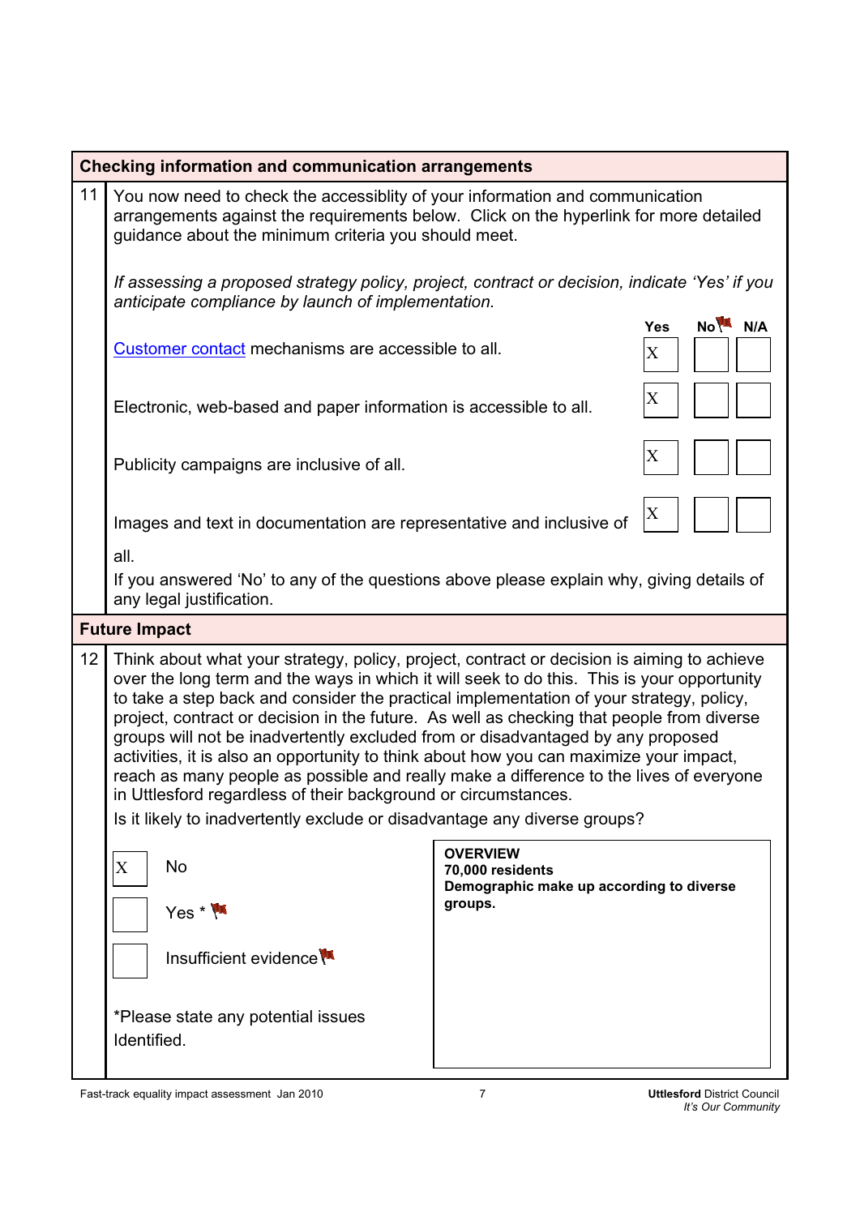## Checking information and communication arrangements

**11** You now need to check the accessiblity of your information and communication arrangements against the requirements below. Click on the hyperlink for more detailed guidance about the minimum criteria you should meet.

*If assessing a proposed strategy policy, project, contract or decision, indicate 'Yes' if you anticipate compliance by launch of implementation.*

| | Yes | No | N/A |
|---|---|---|---|
| Customer contact mechanisms are accessible to all. | X | | |
| Electronic, web-based and paper information is accessible to all. | X | | |
| Publicity campaigns are inclusive of all. | X | | |
| Images and text in documentation are representative and inclusive of all. | X | | |

If you answered 'No' to any of the questions above please explain why, giving details of any legal justification.

## Future Impact

**12** Think about what your strategy, policy, project, contract or decision is aiming to achieve over the long term and the ways in which it will seek to do this. This is your opportunity to take a step back and consider the practical implementation of your strategy, policy, project, contract or decision in the future. As well as checking that people from diverse groups will not be inadvertently excluded from or disadvantaged by any proposed activities, it is also an opportunity to think about how you can maximize your impact, reach as many people as possible and really make a difference to the lives of everyone in Uttlesford regardless of their background or circumstances.

Is it likely to inadvertently exclude or disadvantage any diverse groups?

- [X] No
- [ ] Yes *
- [ ] Insufficient evidence

*Please state any potential issues Identified.

**OVERVIEW**
**70,000 residents**
**Demographic make up according to diverse groups.**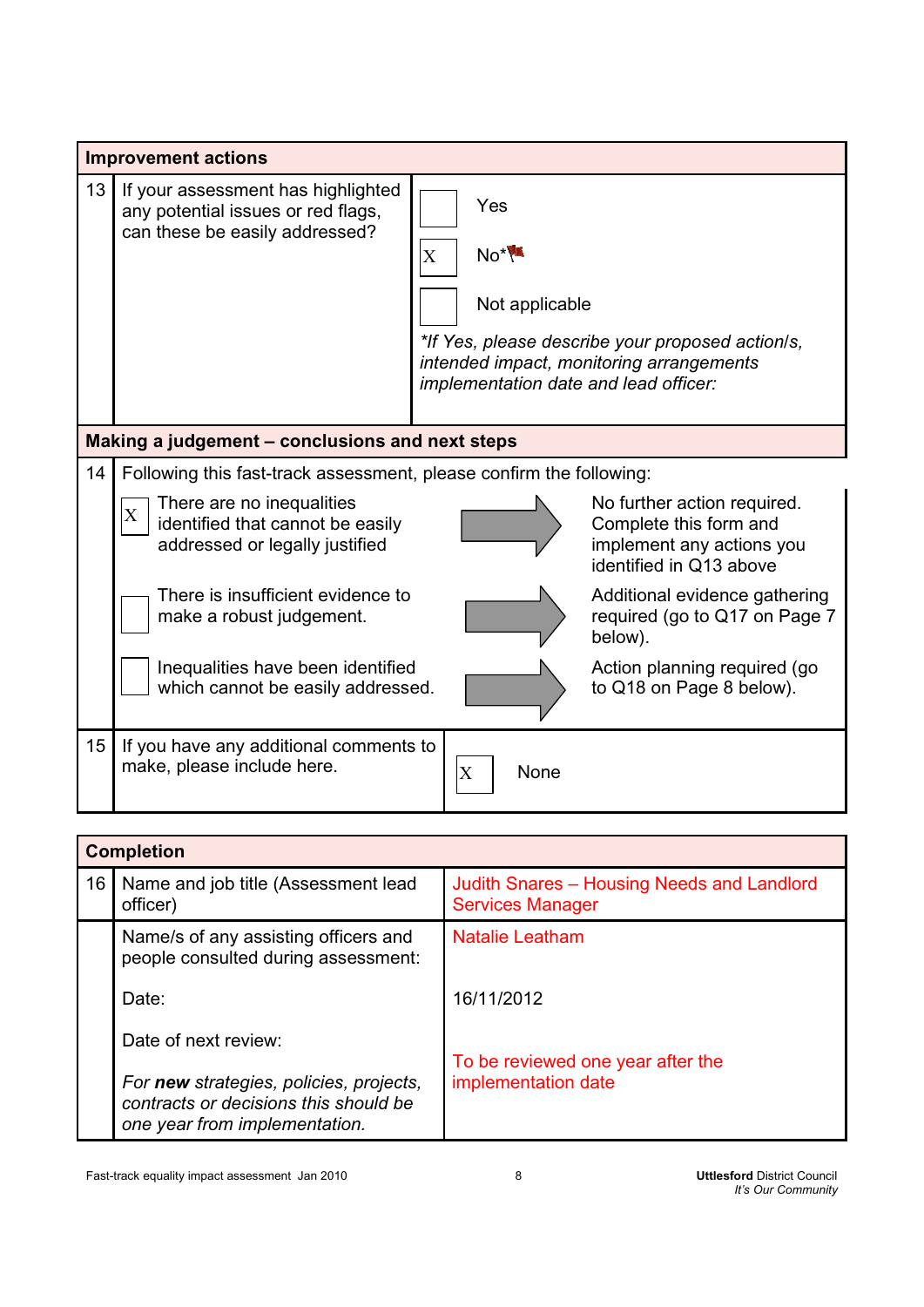| Improvement actions | | |
|---|---|---|
| 13 | If your assessment has highlighted any potential issues or red flags, can these be easily addressed? | [ ] Yes<br>[X] No*<br>[ ] Not applicable<br>*If Yes, please describe your proposed action/s, intended impact, monitoring arrangements implementation date and lead officer:* |

| Making a judgement – conclusions and next steps | | |
|---|---|---|
| 14 | Following this fast-track assessment, please confirm the following: | |
| | [X] There are no inequalities identified that cannot be easily addressed or legally justified | No further action required. Complete this form and implement any actions you identified in Q13 above |
| | [ ] There is insufficient evidence to make a robust judgement. | Additional evidence gathering required (go to Q17 on Page 7 below). |
| | [ ] Inequalities have been identified which cannot be easily addressed. | Action planning required (go to Q18 on Page 8 below). |
| 15 | If you have any additional comments to make, please include here. | [X] None |

| Completion | | |
|---|---|---|
| 16 | Name and job title (Assessment lead officer) | Judith Snares – Housing Needs and Landlord Services Manager |
| | Name/s of any assisting officers and people consulted during assessment: | Natalie Leatham |
| | Date: | 16/11/2012 |
| | Date of next review:<br><br>*For **new** strategies, policies, projects, contracts or decisions this should be one year from implementation.* | To be reviewed one year after the implementation date |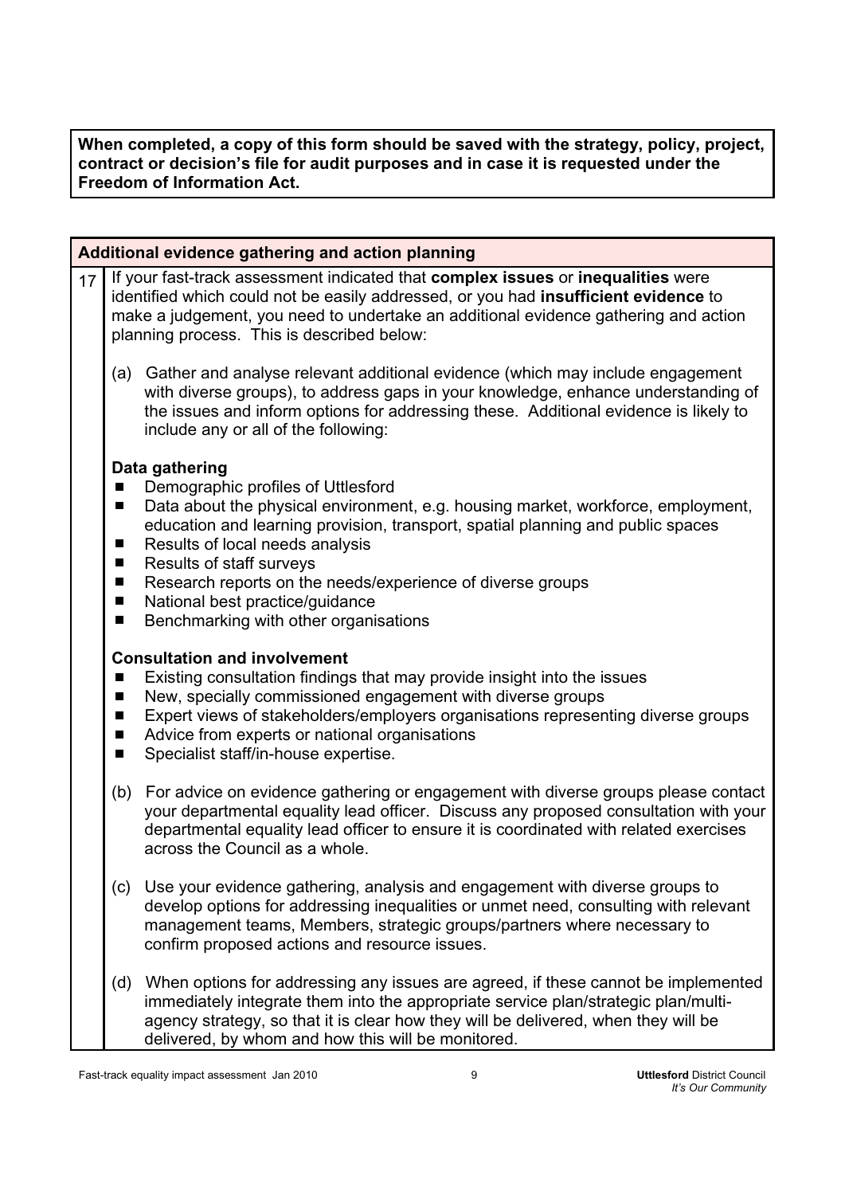**When completed, a copy of this form should be saved with the strategy, policy, project, contract or decision's file for audit purposes and in case it is requested under the Freedom of Information Act.**

## Additional evidence gathering and action planning

17 If your fast-track assessment indicated that **complex issues** or **inequalities** were identified which could not be easily addressed, or you had **insufficient evidence** to make a judgement, you need to undertake an additional evidence gathering and action planning process. This is described below:

(a) Gather and analyse relevant additional evidence (which may include engagement with diverse groups), to address gaps in your knowledge, enhance understanding of the issues and inform options for addressing these. Additional evidence is likely to include any or all of the following:

**Data gathering**

- Demographic profiles of Uttlesford
- Data about the physical environment, e.g. housing market, workforce, employment, education and learning provision, transport, spatial planning and public spaces
- Results of local needs analysis
- Results of staff surveys
- Research reports on the needs/experience of diverse groups
- National best practice/guidance
- Benchmarking with other organisations

**Consultation and involvement**

- Existing consultation findings that may provide insight into the issues
- New, specially commissioned engagement with diverse groups
- Expert views of stakeholders/employers organisations representing diverse groups
- Advice from experts or national organisations
- Specialist staff/in-house expertise.

(b) For advice on evidence gathering or engagement with diverse groups please contact your departmental equality lead officer. Discuss any proposed consultation with your departmental equality lead officer to ensure it is coordinated with related exercises across the Council as a whole.

(c) Use your evidence gathering, analysis and engagement with diverse groups to develop options for addressing inequalities or unmet need, consulting with relevant management teams, Members, strategic groups/partners where necessary to confirm proposed actions and resource issues.

(d) When options for addressing any issues are agreed, if these cannot be implemented immediately integrate them into the appropriate service plan/strategic plan/multi-agency strategy, so that it is clear how they will be delivered, when they will be delivered, by whom and how this will be monitored.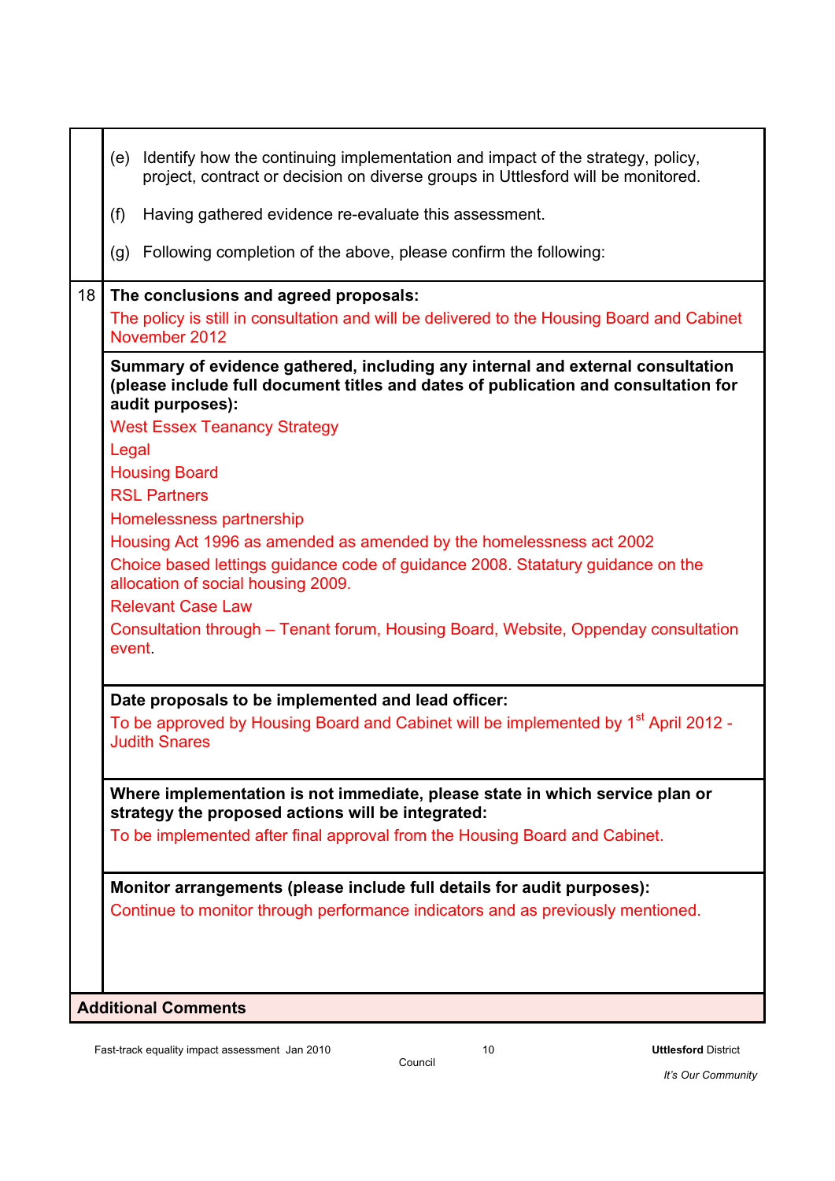(e) Identify how the continuing implementation and impact of the strategy, policy, project, contract or decision on diverse groups in Uttlesford will be monitored.

(f) Having gathered evidence re-evaluate this assessment.

(g) Following completion of the above, please confirm the following:

18 **The conclusions and agreed proposals:**

The policy is still in consultation and will be delivered to the Housing Board and Cabinet November 2012

**Summary of evidence gathered, including any internal and external consultation (please include full document titles and dates of publication and consultation for audit purposes):**

West Essex Teanancy Strategy

Legal

Housing Board

RSL Partners

Homelessness partnership

Housing Act 1996 as amended as amended by the homelessness act 2002

Choice based lettings guidance code of guidance 2008. Statatury guidance on the allocation of social housing 2009.

Relevant Case Law

Consultation through – Tenant forum, Housing Board, Website, Oppenday consultation event.

**Date proposals to be implemented and lead officer:**

To be approved by Housing Board and Cabinet will be implemented by 1st April 2012 - Judith Snares

**Where implementation is not immediate, please state in which service plan or strategy the proposed actions will be integrated:**

To be implemented after final approval from the Housing Board and Cabinet.

**Monitor arrangements (please include full details for audit purposes):**

Continue to monitor through performance indicators and as previously mentioned.

**Additional Comments**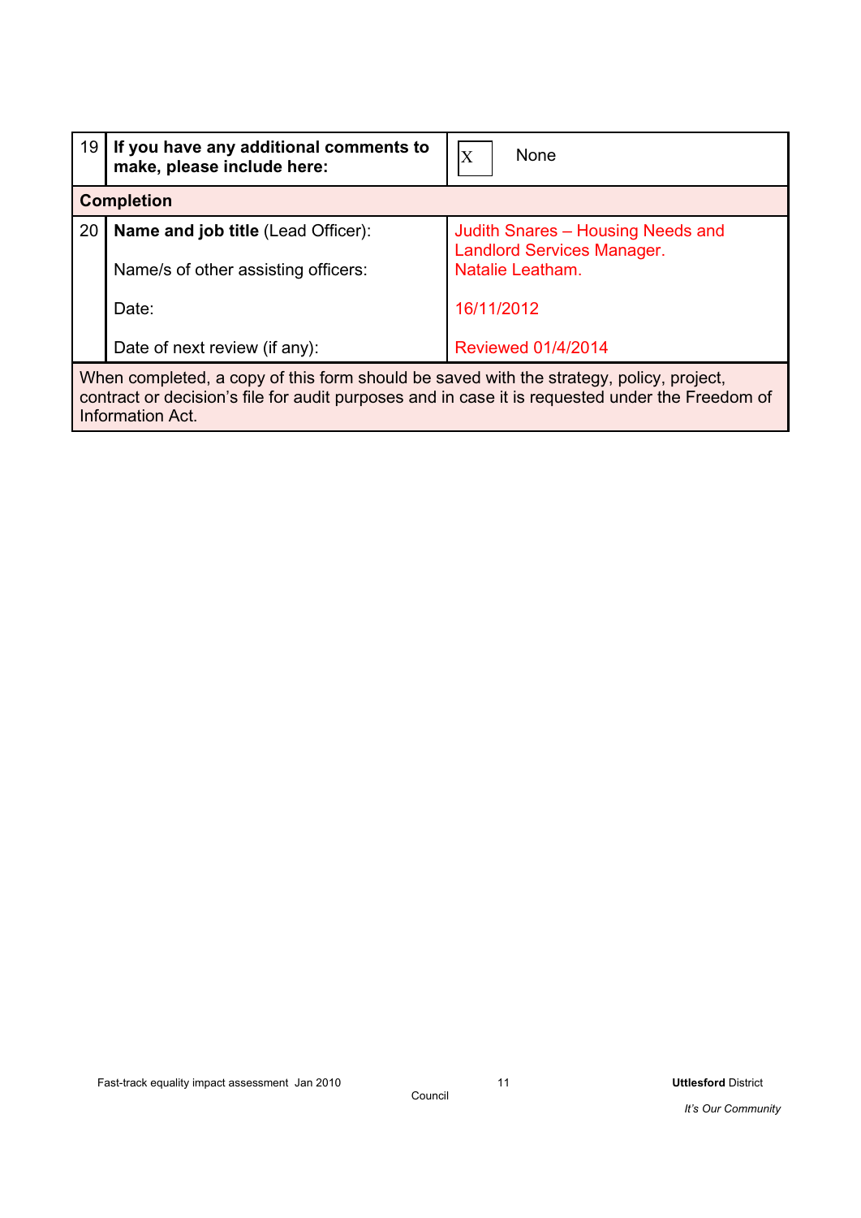| 19 | **If you have any additional comments to make, please include here:** | X None |
|---|---|---|
| **Completion** | | |
| 20 | **Name and job title** (Lead Officer):<br><br>Name/s of other assisting officers:<br><br>Date:<br><br>Date of next review (if any): | Judith Snares – Housing Needs and Landlord Services Manager.<br>Natalie Leatham.<br><br>16/11/2012<br><br>Reviewed 01/4/2014 |
| When completed, a copy of this form should be saved with the strategy, policy, project, contract or decision's file for audit purposes and in case it is requested under the Freedom of Information Act. | | |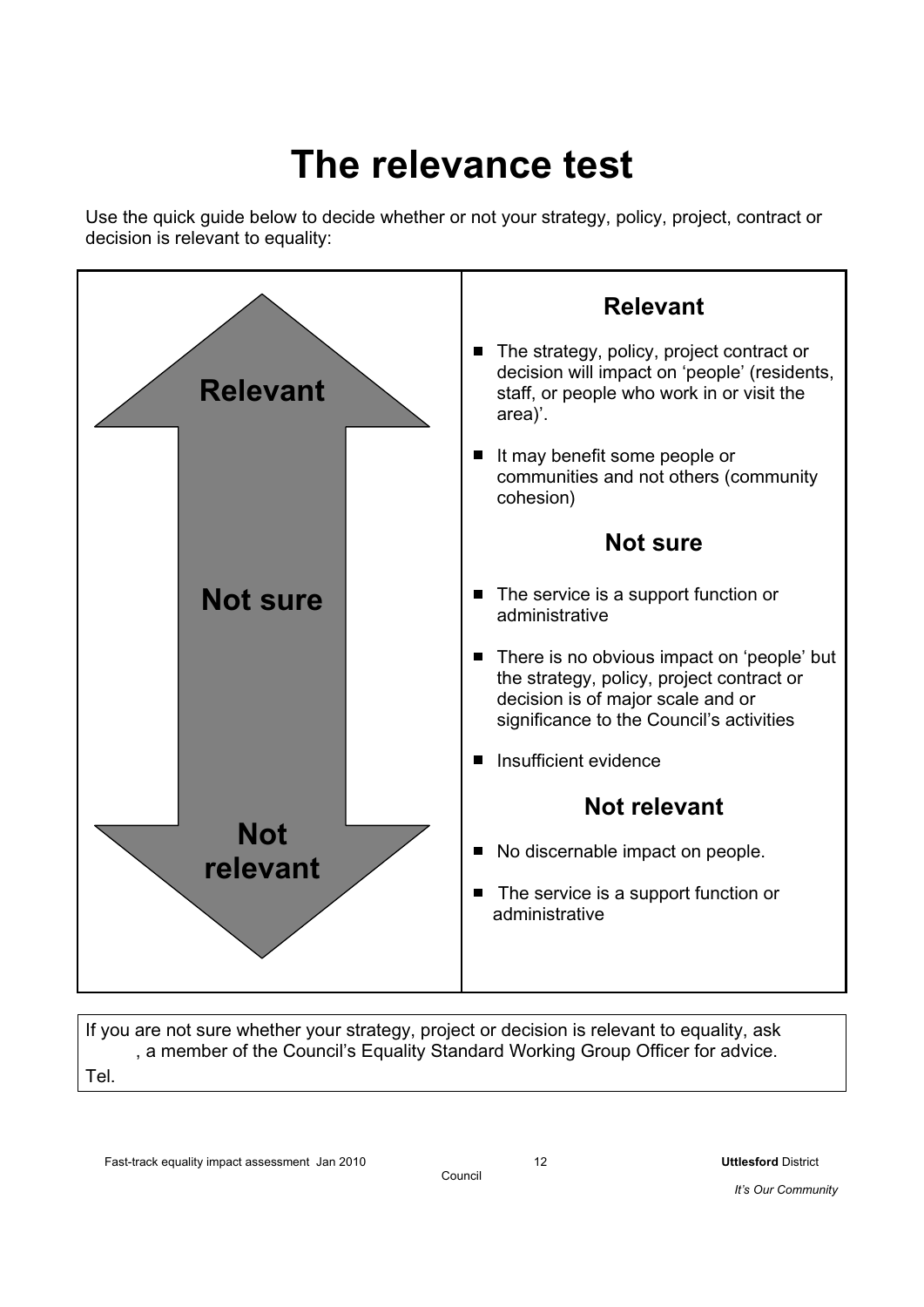# The relevance test

Use the quick guide below to decide whether or not your strategy, policy, project, contract or decision is relevant to equality:

| | |
|---|---|
| **Relevant** | **Relevant**<br>- The strategy, policy, project contract or decision will impact on 'people' (residents, staff, or people who work in or visit the area)'.<br>- It may benefit some people or communities and not others (community cohesion) |
| **Not sure** | **Not sure**<br>- The service is a support function or administrative<br>- There is no obvious impact on 'people' but the strategy, policy, project contract or decision is of major scale and or significance to the Council's activities<br>- Insufficient evidence |
| **Not relevant** | **Not relevant**<br>- No discernable impact on people.<br>- The service is a support function or administrative |

If you are not sure whether your strategy, project or decision is relevant to equality, ask , a member of the Council's Equality Standard Working Group Officer for advice.
Tel.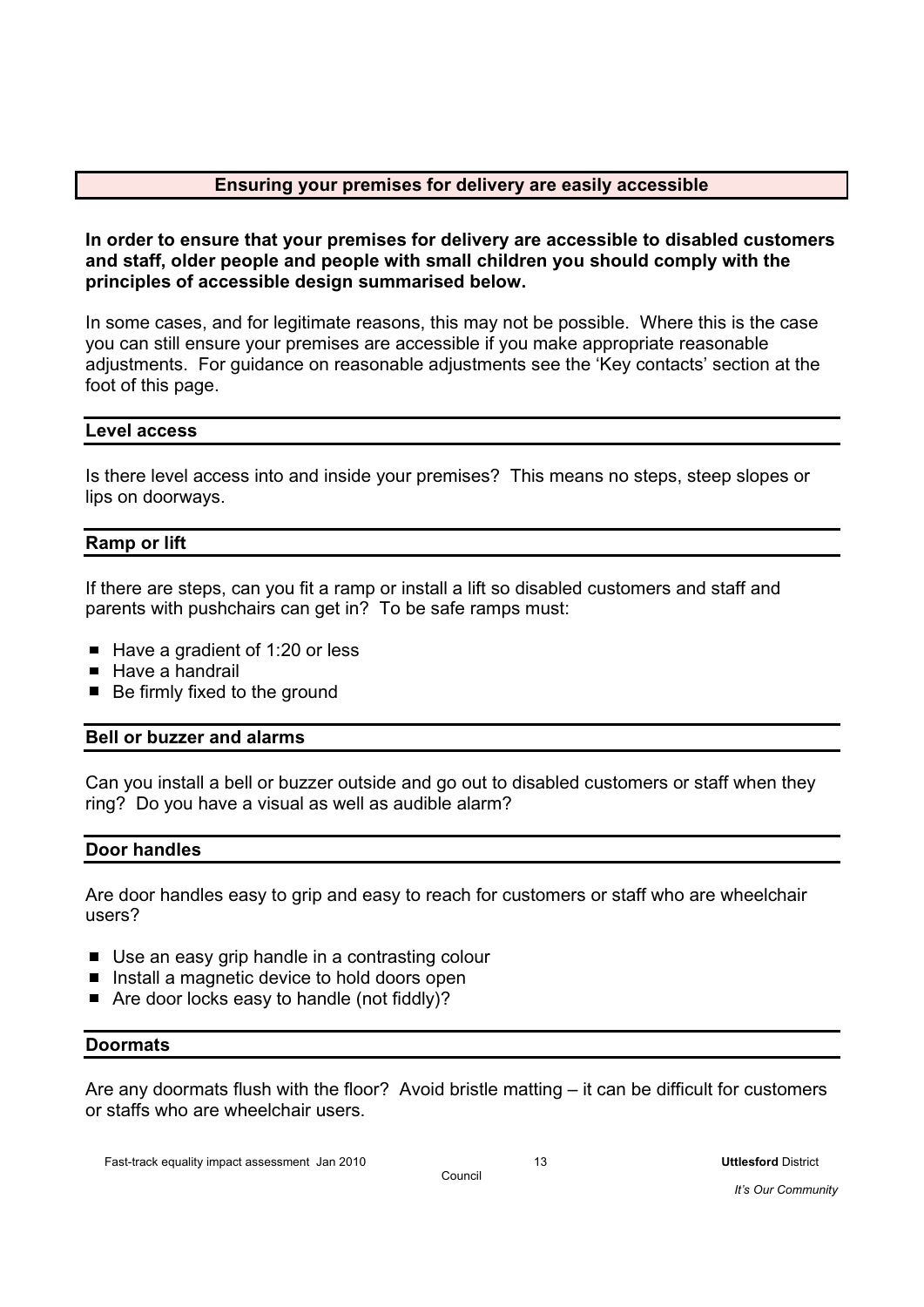## Ensuring your premises for delivery are easily accessible

**In order to ensure that your premises for delivery are accessible to disabled customers and staff, older people and people with small children you should comply with the principles of accessible design summarised below.**

In some cases, and for legitimate reasons, this may not be possible. Where this is the case you can still ensure your premises are accessible if you make appropriate reasonable adjustments. For guidance on reasonable adjustments see the 'Key contacts' section at the foot of this page.

### Level access

Is there level access into and inside your premises? This means no steps, steep slopes or lips on doorways.

### Ramp or lift

If there are steps, can you fit a ramp or install a lift so disabled customers and staff and parents with pushchairs can get in? To be safe ramps must:

- Have a gradient of 1:20 or less
- Have a handrail
- Be firmly fixed to the ground

### Bell or buzzer and alarms

Can you install a bell or buzzer outside and go out to disabled customers or staff when they ring? Do you have a visual as well as audible alarm?

### Door handles

Are door handles easy to grip and easy to reach for customers or staff who are wheelchair users?

- Use an easy grip handle in a contrasting colour
- Install a magnetic device to hold doors open
- Are door locks easy to handle (not fiddly)?

### Doormats

Are any doormats flush with the floor? Avoid bristle matting – it can be difficult for customers or staffs who are wheelchair users.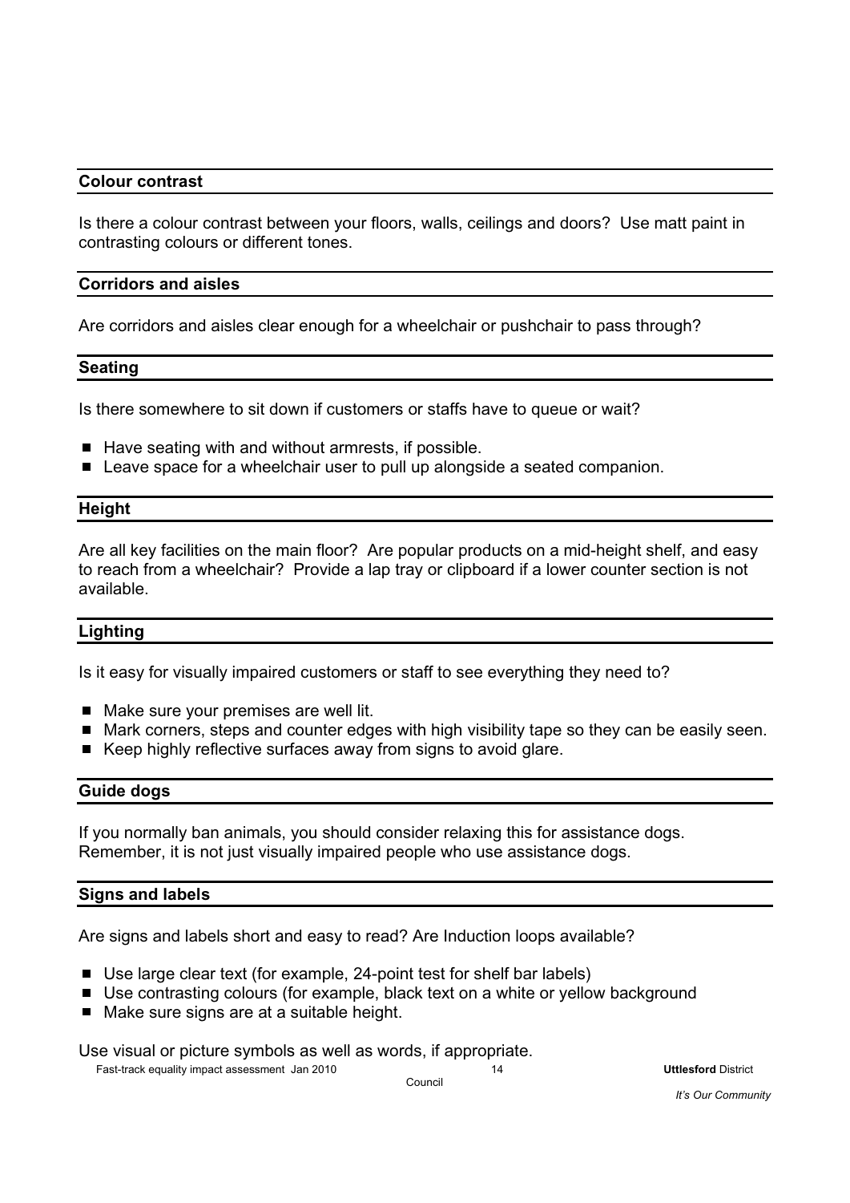### Colour contrast

Is there a colour contrast between your floors, walls, ceilings and doors? Use matt paint in contrasting colours or different tones.

### Corridors and aisles

Are corridors and aisles clear enough for a wheelchair or pushchair to pass through?

### Seating

Is there somewhere to sit down if customers or staffs have to queue or wait?

- Have seating with and without armrests, if possible.
- Leave space for a wheelchair user to pull up alongside a seated companion.

### Height

Are all key facilities on the main floor? Are popular products on a mid-height shelf, and easy to reach from a wheelchair? Provide a lap tray or clipboard if a lower counter section is not available.

### Lighting

Is it easy for visually impaired customers or staff to see everything they need to?

- Make sure your premises are well lit.
- Mark corners, steps and counter edges with high visibility tape so they can be easily seen.
- Keep highly reflective surfaces away from signs to avoid glare.

### Guide dogs

If you normally ban animals, you should consider relaxing this for assistance dogs. Remember, it is not just visually impaired people who use assistance dogs.

### Signs and labels

Are signs and labels short and easy to read? Are Induction loops available?

- Use large clear text (for example, 24-point test for shelf bar labels)
- Use contrasting colours (for example, black text on a white or yellow background
- Make sure signs are at a suitable height.

Use visual or picture symbols as well as words, if appropriate.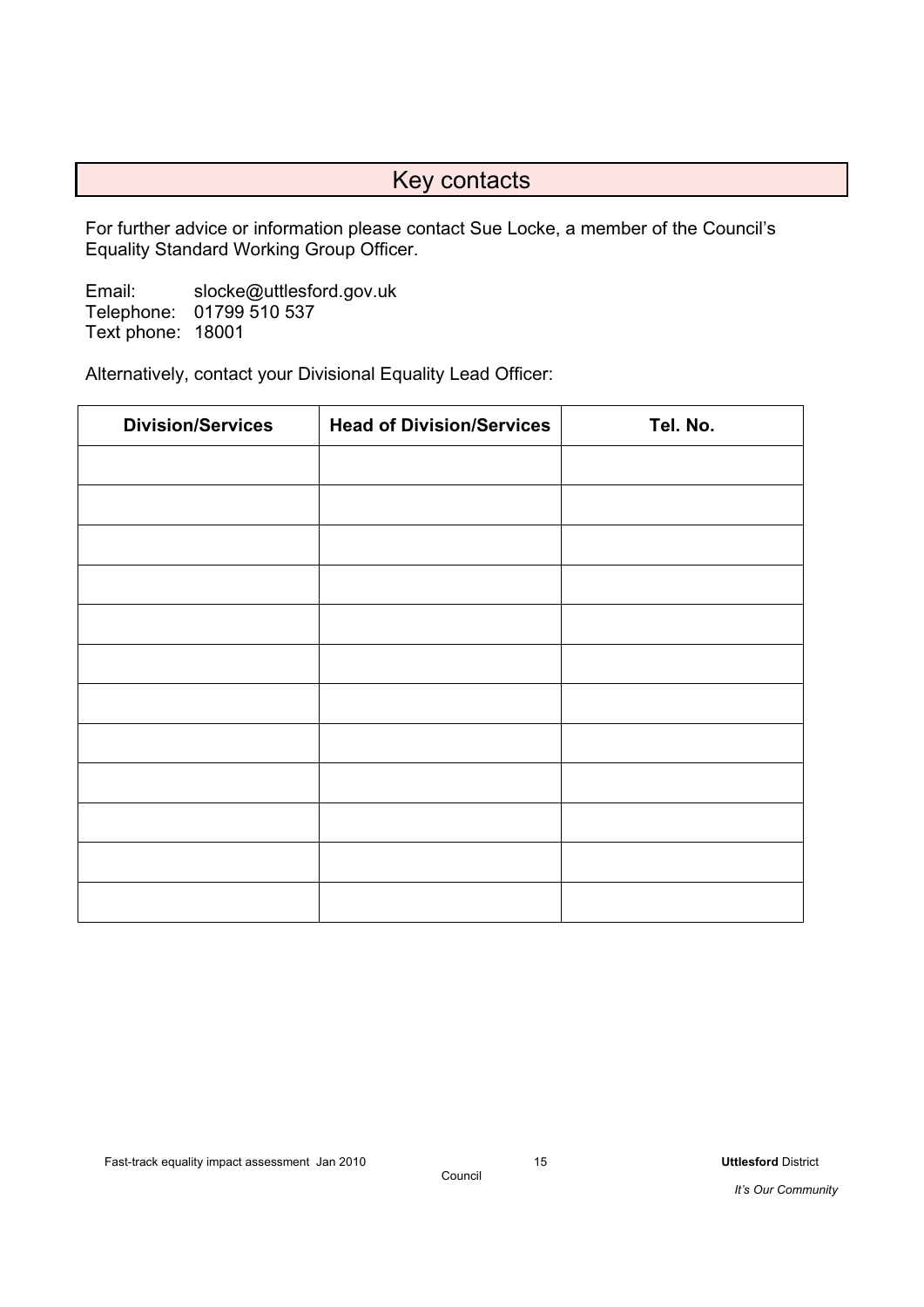## Key contacts

For further advice or information please contact Sue Locke, a member of the Council's Equality Standard Working Group Officer.

Email: slocke@uttlesford.gov.uk
Telephone: 01799 510 537
Text phone: 18001

Alternatively, contact your Divisional Equality Lead Officer:

| Division/Services | Head of Division/Services | Tel. No. |
|---|---|---|
| | | |
| | | |
| | | |
| | | |
| | | |
| | | |
| | | |
| | | |
| | | |
| | | |
| | | |
| | | |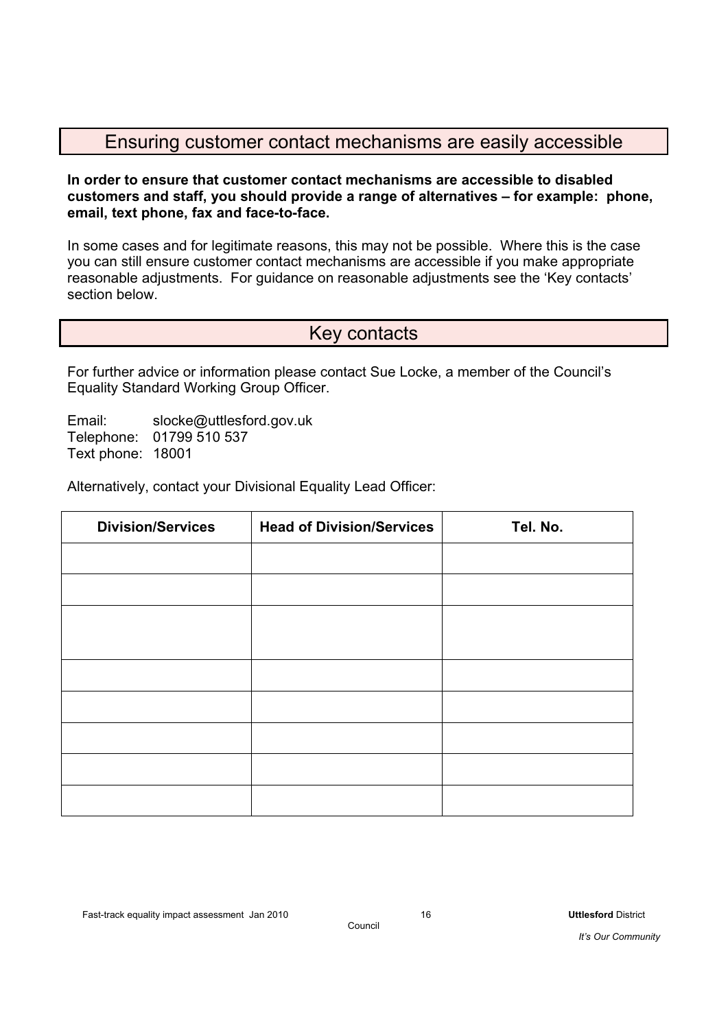## Ensuring customer contact mechanisms are easily accessible

**In order to ensure that customer contact mechanisms are accessible to disabled customers and staff, you should provide a range of alternatives – for example: phone, email, text phone, fax and face-to-face.**

In some cases and for legitimate reasons, this may not be possible. Where this is the case you can still ensure customer contact mechanisms are accessible if you make appropriate reasonable adjustments. For guidance on reasonable adjustments see the 'Key contacts' section below.

## Key contacts

For further advice or information please contact Sue Locke, a member of the Council's Equality Standard Working Group Officer.

Email: slocke@uttlesford.gov.uk
Telephone: 01799 510 537
Text phone: 18001

Alternatively, contact your Divisional Equality Lead Officer:

| Division/Services | Head of Division/Services | Tel. No. |
|---|---|---|
| | | |
| | | |
| | | |
| | | |
| | | |
| | | |
| | | |
| | | |